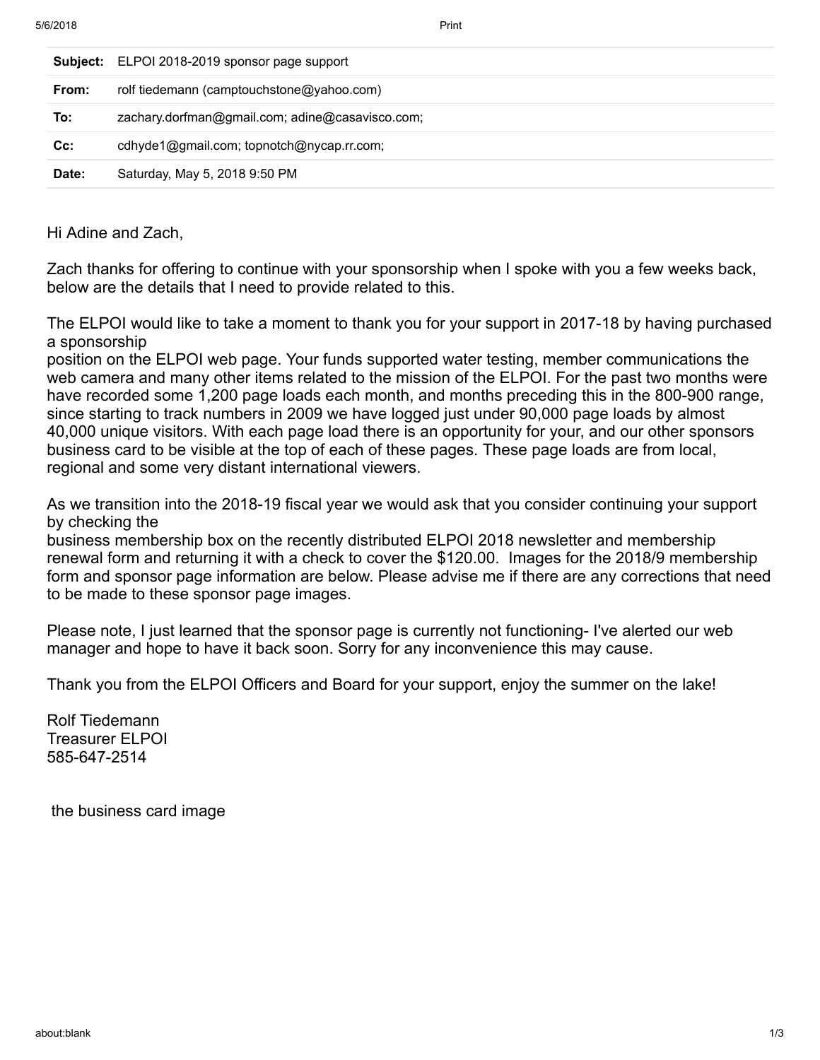| | |
|---|---|
| **Subject:** | ELPOI 2018-2019 sponsor page support |
| **From:** | rolf tiedemann (camptouchstone@yahoo.com) |
| **To:** | zachary.dorfman@gmail.com; adine@casavisco.com; |
| **Cc:** | cdhyde1@gmail.com; topnotch@nycap.rr.com; |
| **Date:** | Saturday, May 5, 2018 9:50 PM |

Hi Adine and Zach,

Zach thanks for offering to continue with your sponsorship when I spoke with you a few weeks back, below are the details that I need to provide related to this.

The ELPOI would like to take a moment to thank you for your support in 2017-18 by having purchased a sponsorship
position on the ELPOI web page. Your funds supported water testing, member communications the web camera and many other items related to the mission of the ELPOI. For the past two months were have recorded some 1,200 page loads each month, and months preceding this in the 800-900 range, since starting to track numbers in 2009 we have logged just under 90,000 page loads by almost 40,000 unique visitors. With each page load there is an opportunity for your, and our other sponsors business card to be visible at the top of each of these pages. These page loads are from local, regional and some very distant international viewers.

As we transition into the 2018-19 fiscal year we would ask that you consider continuing your support by checking the
business membership box on the recently distributed ELPOI 2018 newsletter and membership renewal form and returning it with a check to cover the $120.00. Images for the 2018/9 membership form and sponsor page information are below. Please advise me if there are any corrections that need to be made to these sponsor page images.

Please note, I just learned that the sponsor page is currently not functioning- I've alerted our web manager and hope to have it back soon. Sorry for any inconvenience this may cause.

Thank you from the ELPOI Officers and Board for your support, enjoy the summer on the lake!

Rolf Tiedemann
Treasurer ELPOI
585-647-2514

the business card image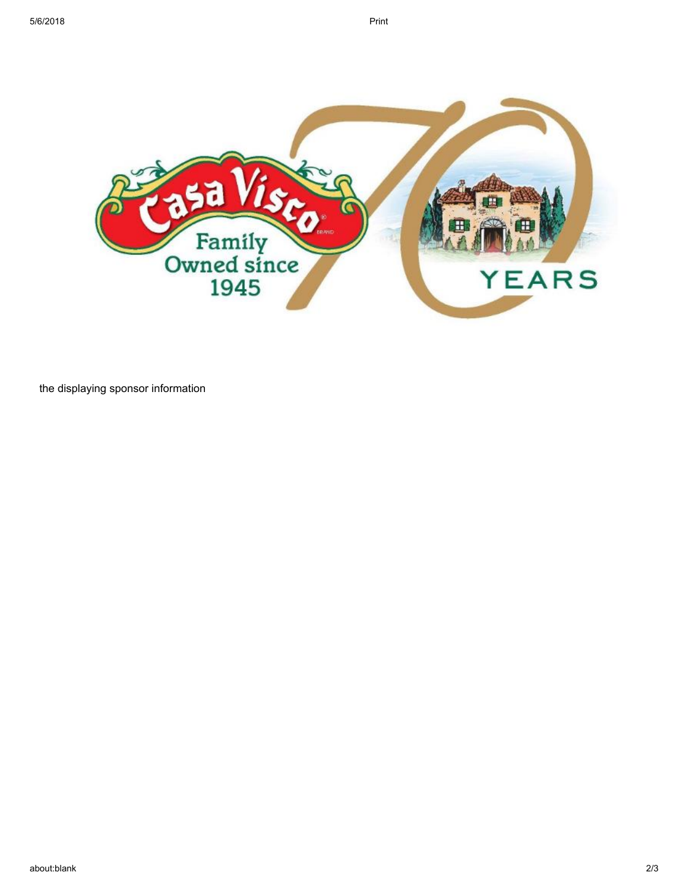Casa Visco

Family Owned since 1945

70 YEARS

the displaying sponsor information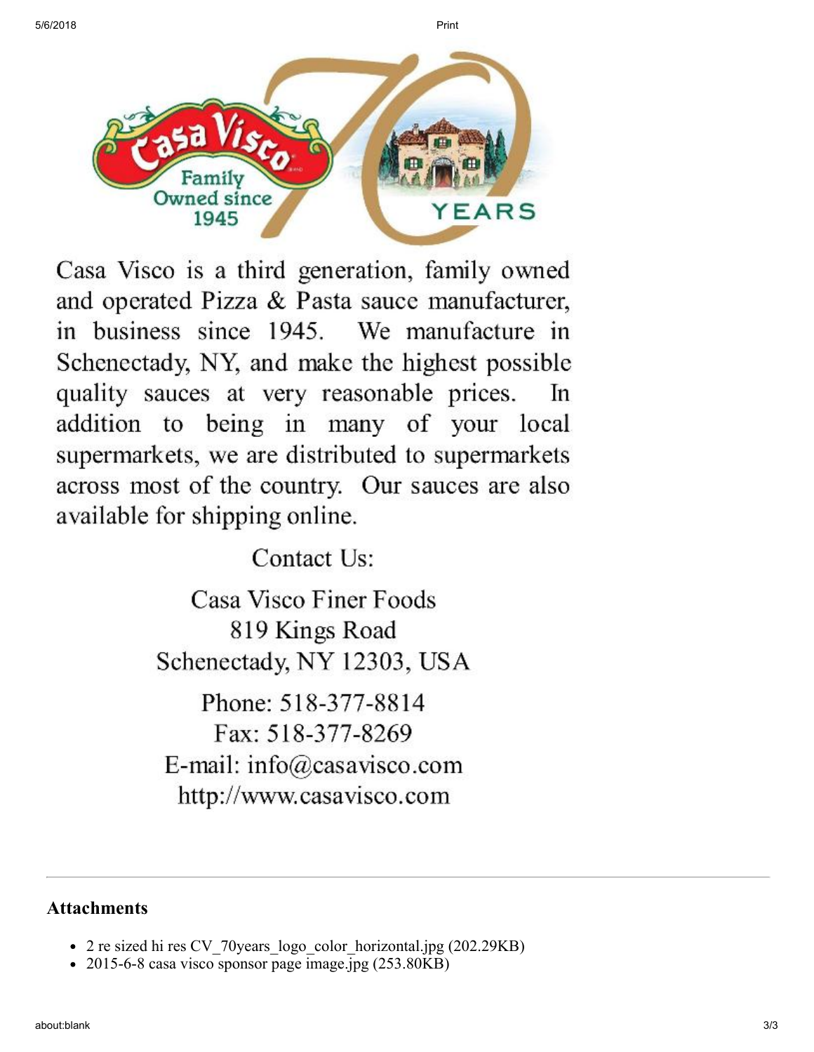Casa Visco is a third generation, family owned and operated Pizza & Pasta sauce manufacturer, in business since 1945. We manufacture in Schenectady, NY, and make the highest possible quality sauces at very reasonable prices. In addition to being in many of your local supermarkets, we are distributed to supermarkets across most of the country. Our sauces are also available for shipping online.

Contact Us:

Casa Visco Finer Foods
819 Kings Road
Schenectady, NY 12303, USA

Phone: 518-377-8814
Fax: 518-377-8269
E-mail: info@casavisco.com
http://www.casavisco.com

---

## Attachments

- 2 re sized hi res CV_70years_logo_color_horizontal.jpg (202.29KB)
- 2015-6-8 casa visco sponsor page image.jpg (253.80KB)